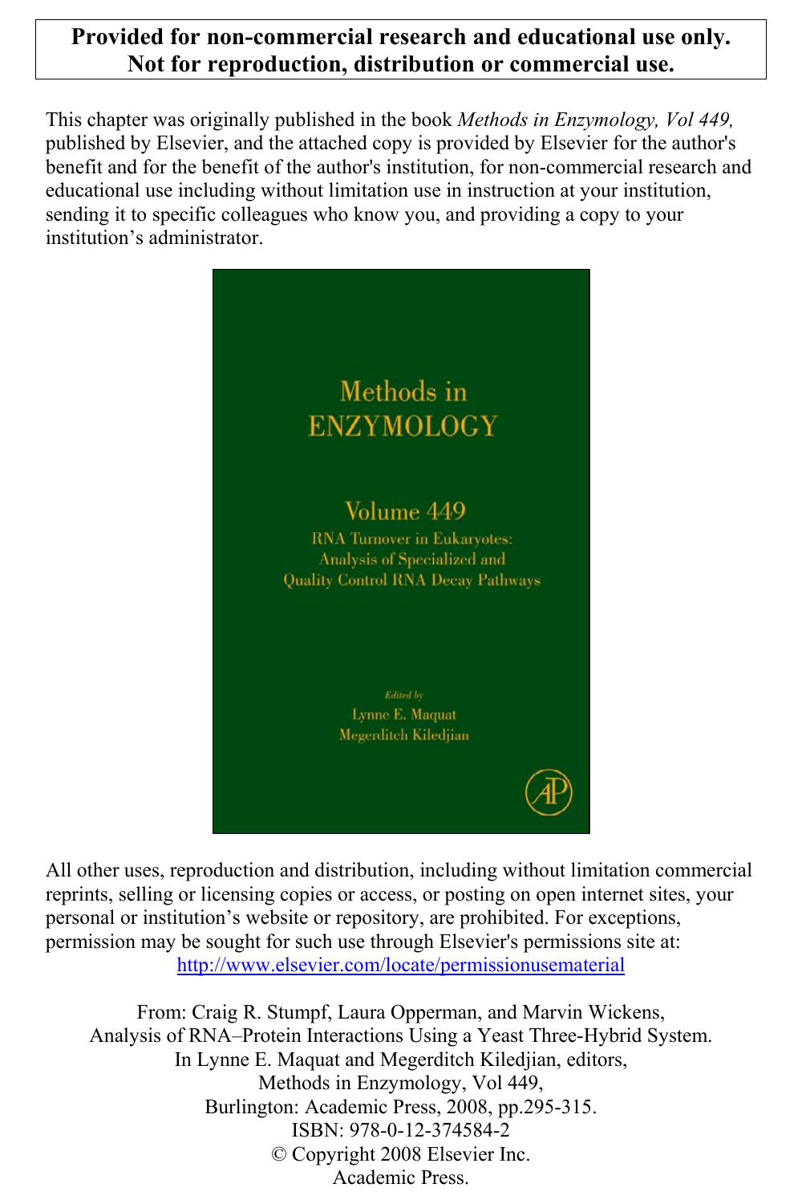**Provided for non-commercial research and educational use only. Not for reproduction, distribution or commercial use.**

This chapter was originally published in the book *Methods in Enzymology, Vol 449,* published by Elsevier, and the attached copy is provided by Elsevier for the author's benefit and for the benefit of the author's institution, for non-commercial research and educational use including without limitation use in instruction at your institution, sending it to specific colleagues who know you, and providing a copy to your institution's administrator.

Methods in ENZYMOLOGY

Volume 449

RNA Turnover in Eukaryotes: Analysis of Specialized and Quality Control RNA Decay Pathways

Edited by

Lynne E. Maquat

Megerditch Kiledjian

All other uses, reproduction and distribution, including without limitation commercial reprints, selling or licensing copies or access, or posting on open internet sites, your personal or institution's website or repository, are prohibited. For exceptions, permission may be sought for such use through Elsevier's permissions site at:
http://www.elsevier.com/locate/permissionusematerial

From: Craig R. Stumpf, Laura Opperman, and Marvin Wickens,
Analysis of RNA–Protein Interactions Using a Yeast Three-Hybrid System.
In Lynne E. Maquat and Megerditch Kiledjian, editors,
Methods in Enzymology, Vol 449,
Burlington: Academic Press, 2008, pp.295-315.
ISBN: 978-0-12-374584-2
© Copyright 2008 Elsevier Inc.
Academic Press.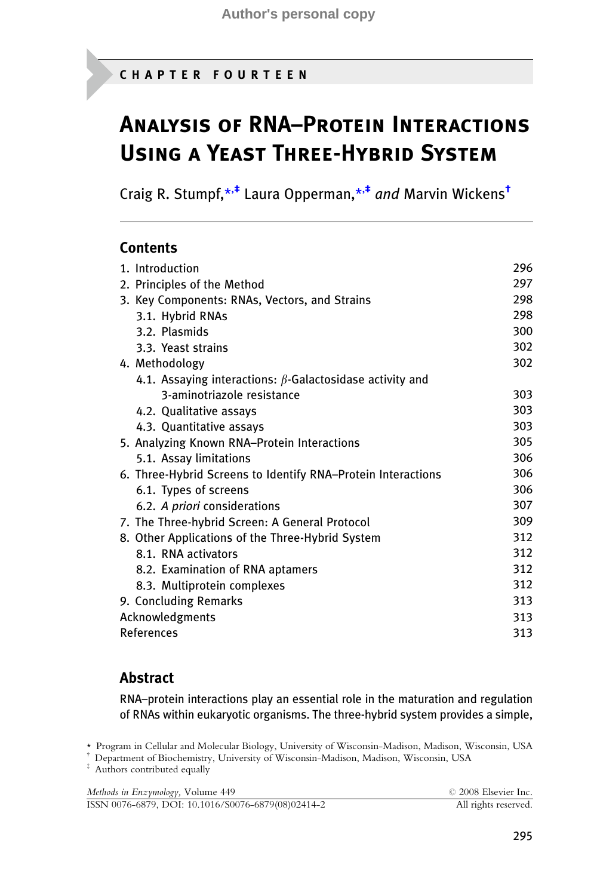Author's personal copy

CHAPTER FOURTEEN

# Analysis of RNA–Protein Interactions Using a Yeast Three-Hybrid System

Craig R. Stumpf,[*,‡] Laura Opperman,[*,‡] *and* Marvin Wickens[†]

## Contents

| | |
|---|---|
| 1. Introduction | 296 |
| 2. Principles of the Method | 297 |
| 3. Key Components: RNAs, Vectors, and Strains | 298 |
| 3.1. Hybrid RNAs | 298 |
| 3.2. Plasmids | 300 |
| 3.3. Yeast strains | 302 |
| 4. Methodology | 302 |
| 4.1. Assaying interactions: β-Galactosidase activity and 3-aminotriazole resistance | 303 |
| 4.2. Qualitative assays | 303 |
| 4.3. Quantitative assays | 303 |
| 5. Analyzing Known RNA–Protein Interactions | 305 |
| 5.1. Assay limitations | 306 |
| 6. Three-Hybrid Screens to Identify RNA–Protein Interactions | 306 |
| 6.1. Types of screens | 306 |
| 6.2. *A priori* considerations | 307 |
| 7. The Three-hybrid Screen: A General Protocol | 309 |
| 8. Other Applications of the Three-Hybrid System | 312 |
| 8.1. RNA activators | 312 |
| 8.2. Examination of RNA aptamers | 312 |
| 8.3. Multiprotein complexes | 312 |
| 9. Concluding Remarks | 313 |
| Acknowledgments | 313 |
| References | 313 |

## Abstract

RNA–protein interactions play an essential role in the maturation and regulation of RNAs within eukaryotic organisms. The three-hybrid system provides a simple,

[*] Program in Cellular and Molecular Biology, University of Wisconsin-Madison, Madison, Wisconsin, USA
[†] Department of Biochemistry, University of Wisconsin-Madison, Madison, Wisconsin, USA
[‡] Authors contributed equally

*Methods in Enzymology,* Volume 449 © 2008 Elsevier Inc.
ISSN 0076-6879, DOI: 10.1016/S0076-6879(08)02414-2 All rights reserved.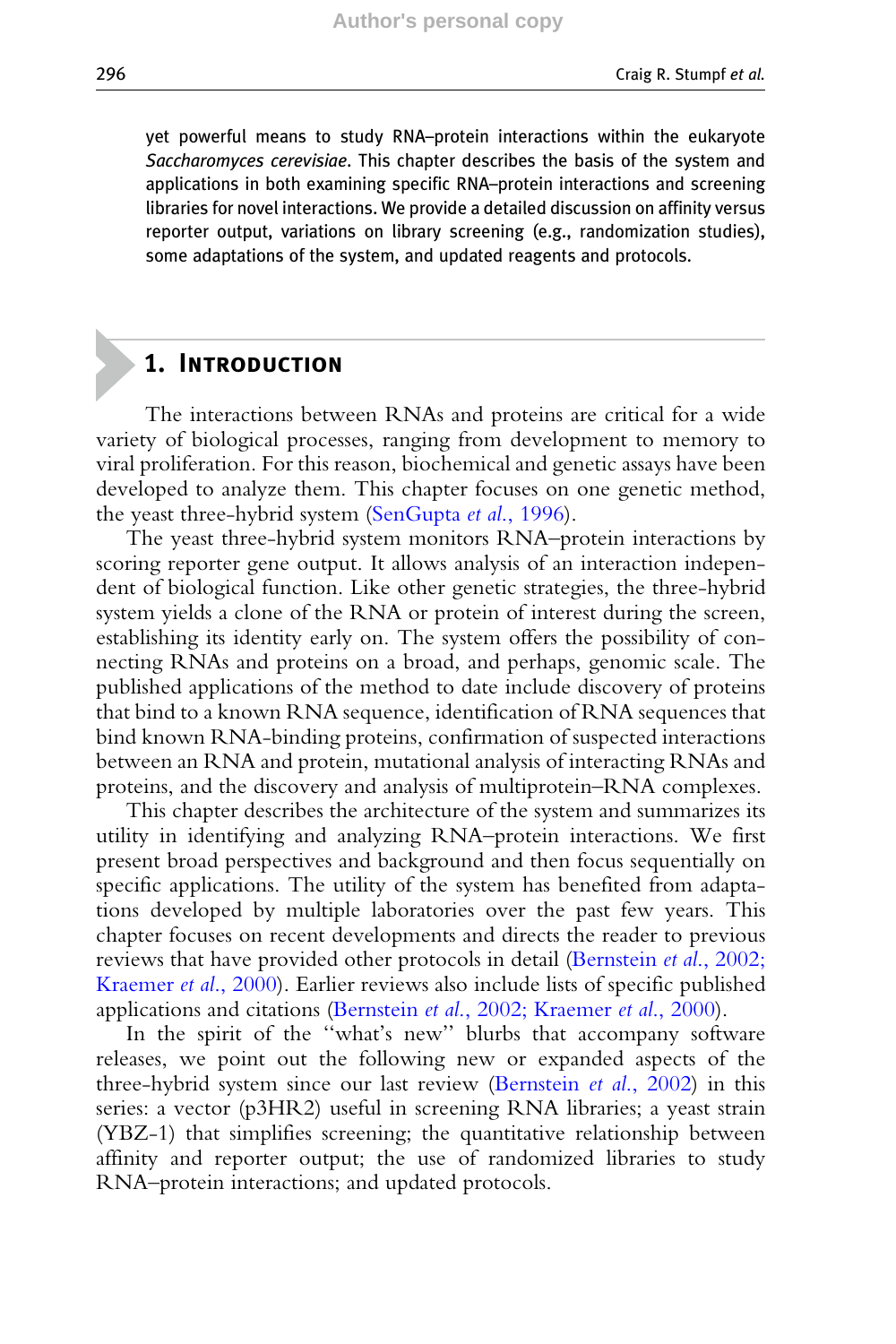yet powerful means to study RNA–protein interactions within the eukaryote *Saccharomyces cerevisiae*. This chapter describes the basis of the system and applications in both examining specific RNA–protein interactions and screening libraries for novel interactions. We provide a detailed discussion on affinity versus reporter output, variations on library screening (e.g., randomization studies), some adaptations of the system, and updated reagents and protocols.

## 1. Introduction

The interactions between RNAs and proteins are critical for a wide variety of biological processes, ranging from development to memory to viral proliferation. For this reason, biochemical and genetic assays have been developed to analyze them. This chapter focuses on one genetic method, the yeast three-hybrid system (SenGupta *et al.*, 1996).

The yeast three-hybrid system monitors RNA–protein interactions by scoring reporter gene output. It allows analysis of an interaction independent of biological function. Like other genetic strategies, the three-hybrid system yields a clone of the RNA or protein of interest during the screen, establishing its identity early on. The system offers the possibility of connecting RNAs and proteins on a broad, and perhaps, genomic scale. The published applications of the method to date include discovery of proteins that bind to a known RNA sequence, identification of RNA sequences that bind known RNA-binding proteins, confirmation of suspected interactions between an RNA and protein, mutational analysis of interacting RNAs and proteins, and the discovery and analysis of multiprotein–RNA complexes.

This chapter describes the architecture of the system and summarizes its utility in identifying and analyzing RNA–protein interactions. We first present broad perspectives and background and then focus sequentially on specific applications. The utility of the system has benefited from adaptations developed by multiple laboratories over the past few years. This chapter focuses on recent developments and directs the reader to previous reviews that have provided other protocols in detail (Bernstein *et al.*, 2002; Kraemer *et al.*, 2000). Earlier reviews also include lists of specific published applications and citations (Bernstein *et al.*, 2002; Kraemer *et al.*, 2000).

In the spirit of the "what's new" blurbs that accompany software releases, we point out the following new or expanded aspects of the three-hybrid system since our last review (Bernstein *et al.*, 2002) in this series: a vector (p3HR2) useful in screening RNA libraries; a yeast strain (YBZ-1) that simplifies screening; the quantitative relationship between affinity and reporter output; the use of randomized libraries to study RNA–protein interactions; and updated protocols.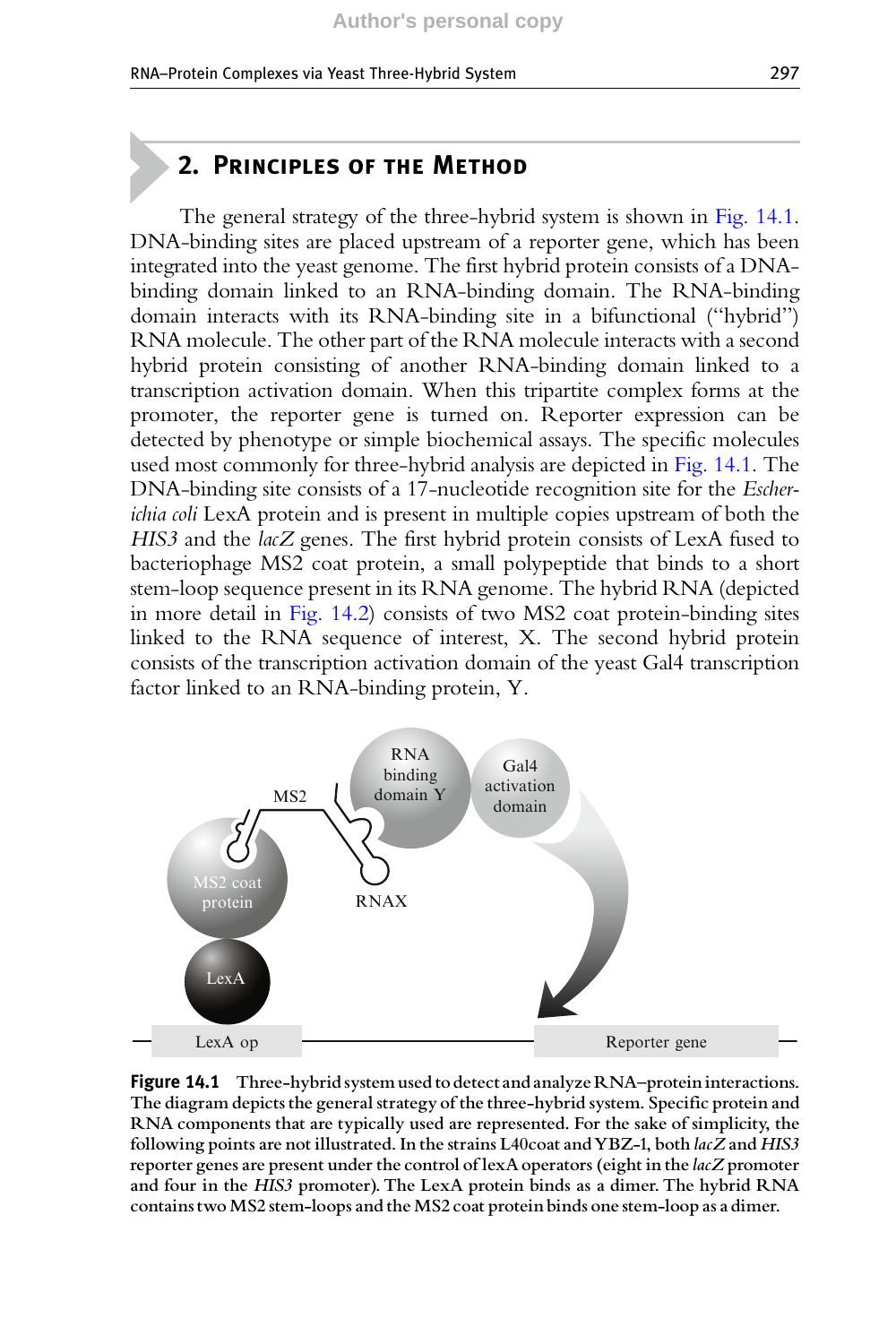## 2. Principles of the Method

The general strategy of the three-hybrid system is shown in Fig. 14.1. DNA-binding sites are placed upstream of a reporter gene, which has been integrated into the yeast genome. The first hybrid protein consists of a DNA-binding domain linked to an RNA-binding domain. The RNA-binding domain interacts with its RNA-binding site in a bifunctional ("hybrid") RNA molecule. The other part of the RNA molecule interacts with a second hybrid protein consisting of another RNA-binding domain linked to a transcription activation domain. When this tripartite complex forms at the promoter, the reporter gene is turned on. Reporter expression can be detected by phenotype or simple biochemical assays. The specific molecules used most commonly for three-hybrid analysis are depicted in Fig. 14.1. The DNA-binding site consists of a 17-nucleotide recognition site for the *Escherichia coli* LexA protein and is present in multiple copies upstream of both the *HIS3* and the *lacZ* genes. The first hybrid protein consists of LexA fused to bacteriophage MS2 coat protein, a small polypeptide that binds to a short stem-loop sequence present in its RNA genome. The hybrid RNA (depicted in more detail in Fig. 14.2) consists of two MS2 coat protein-binding sites linked to the RNA sequence of interest, X. The second hybrid protein consists of the transcription activation domain of the yeast Gal4 transcription factor linked to an RNA-binding protein, Y.

**Figure 14.1** Three-hybrid system used to detect and analyze RNA–protein interactions. The diagram depicts the general strategy of the three-hybrid system. Specific protein and RNA components that are typically used are represented. For the sake of simplicity, the following points are not illustrated. In the strains L40coat and YBZ-1, both *lacZ* and *HIS3* reporter genes are present under the control of lexA operators (eight in the *lacZ* promoter and four in the *HIS3* promoter). The LexA protein binds as a dimer. The hybrid RNA contains two MS2 stem-loops and the MS2 coat protein binds one stem-loop as a dimer.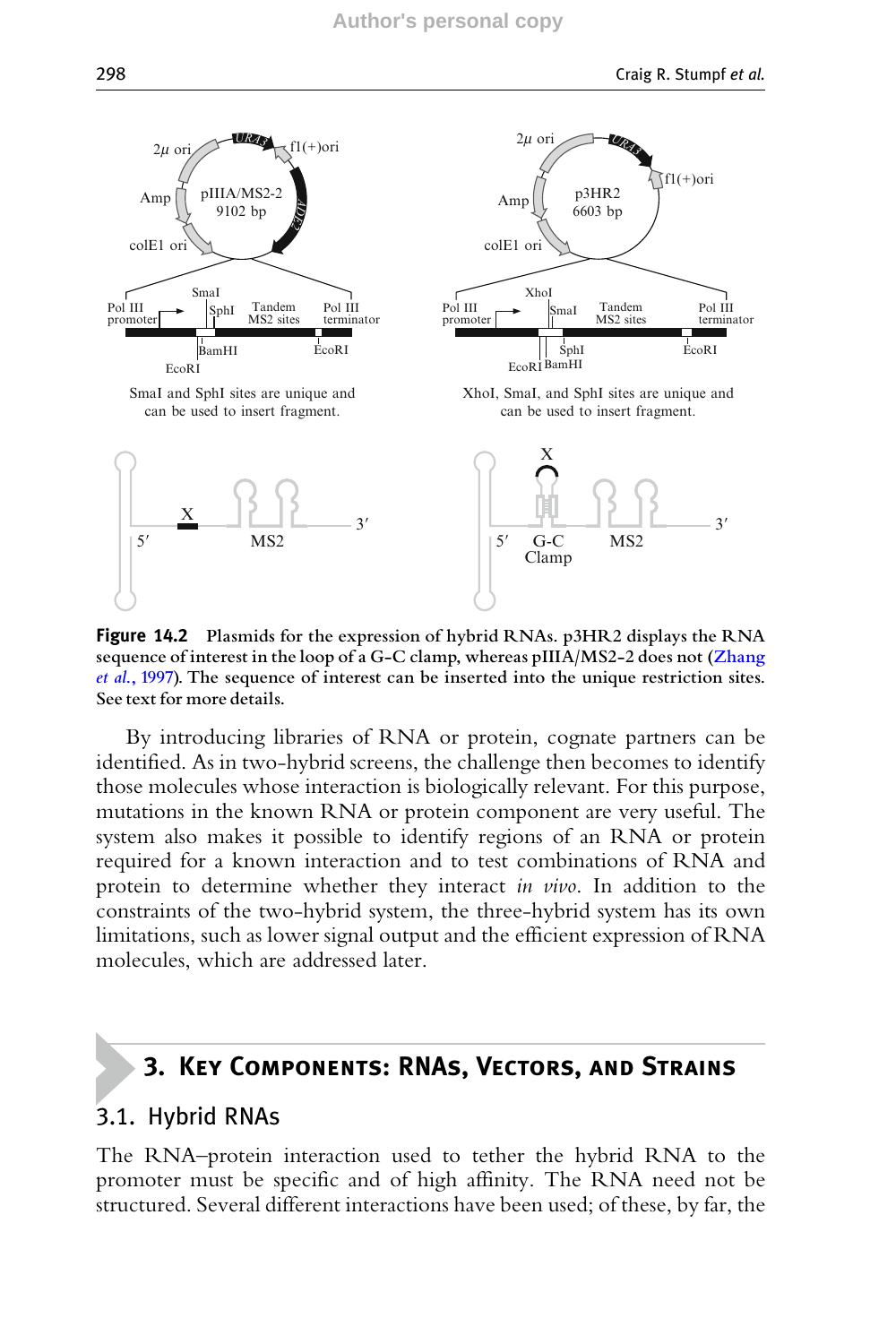**Figure 14.2** Plasmids for the expression of hybrid RNAs. p3HR2 displays the RNA sequence of interest in the loop of a G-C clamp, whereas pIIIA/MS2-2 does not (Zhang *et al.*, 1997). The sequence of interest can be inserted into the unique restriction sites. See text for more details.

By introducing libraries of RNA or protein, cognate partners can be identified. As in two-hybrid screens, the challenge then becomes to identify those molecules whose interaction is biologically relevant. For this purpose, mutations in the known RNA or protein component are very useful. The system also makes it possible to identify regions of an RNA or protein required for a known interaction and to test combinations of RNA and protein to determine whether they interact *in vivo*. In addition to the constraints of the two-hybrid system, the three-hybrid system has its own limitations, such as lower signal output and the efficient expression of RNA molecules, which are addressed later.

## 3. Key Components: RNAs, Vectors, and Strains

### 3.1. Hybrid RNAs

The RNA–protein interaction used to tether the hybrid RNA to the promoter must be specific and of high affinity. The RNA need not be structured. Several different interactions have been used; of these, by far, the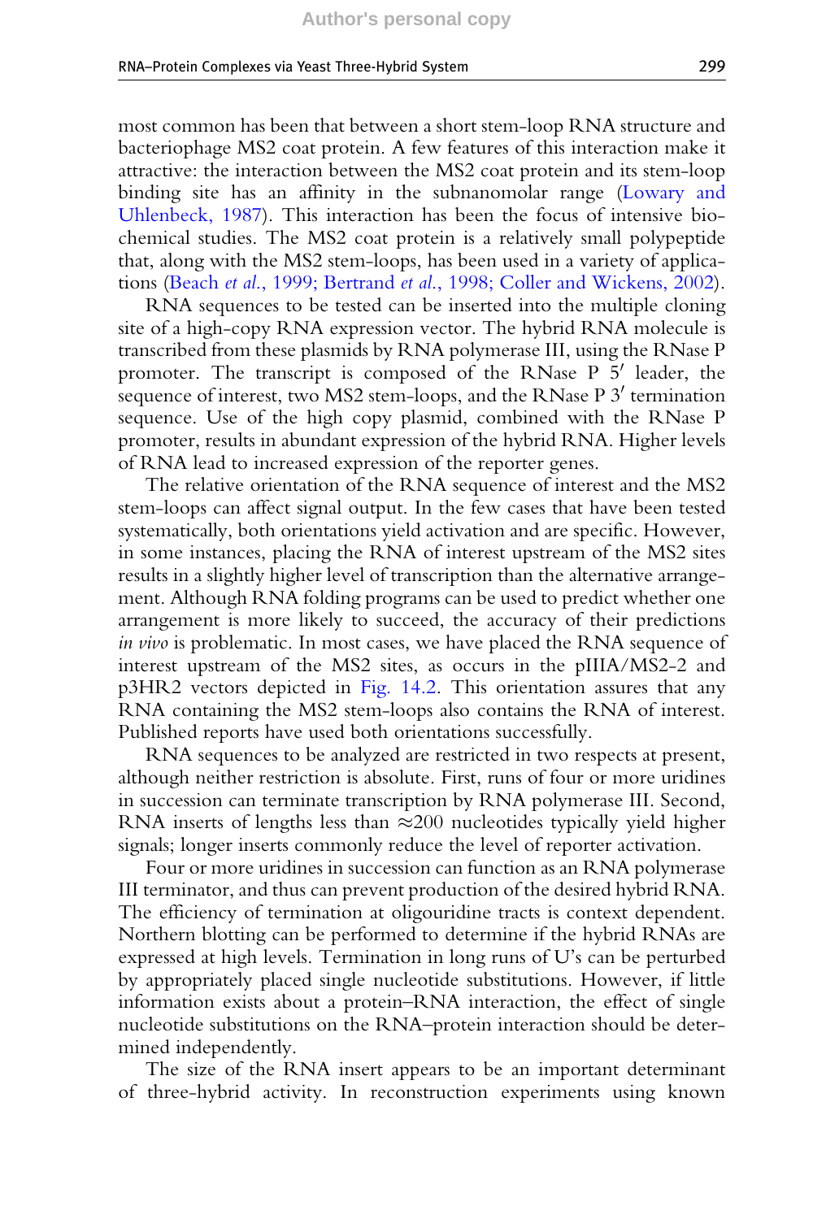most common has been that between a short stem-loop RNA structure and bacteriophage MS2 coat protein. A few features of this interaction make it attractive: the interaction between the MS2 coat protein and its stem-loop binding site has an affinity in the subnanomolar range (Lowary and Uhlenbeck, 1987). This interaction has been the focus of intensive biochemical studies. The MS2 coat protein is a relatively small polypeptide that, along with the MS2 stem-loops, has been used in a variety of applications (Beach *et al.*, 1999; Bertrand *et al.*, 1998; Coller and Wickens, 2002).

RNA sequences to be tested can be inserted into the multiple cloning site of a high-copy RNA expression vector. The hybrid RNA molecule is transcribed from these plasmids by RNA polymerase III, using the RNase P promoter. The transcript is composed of the RNase P 5′ leader, the sequence of interest, two MS2 stem-loops, and the RNase P 3′ termination sequence. Use of the high copy plasmid, combined with the RNase P promoter, results in abundant expression of the hybrid RNA. Higher levels of RNA lead to increased expression of the reporter genes.

The relative orientation of the RNA sequence of interest and the MS2 stem-loops can affect signal output. In the few cases that have been tested systematically, both orientations yield activation and are specific. However, in some instances, placing the RNA of interest upstream of the MS2 sites results in a slightly higher level of transcription than the alternative arrangement. Although RNA folding programs can be used to predict whether one arrangement is more likely to succeed, the accuracy of their predictions *in vivo* is problematic. In most cases, we have placed the RNA sequence of interest upstream of the MS2 sites, as occurs in the pIIIA/MS2-2 and p3HR2 vectors depicted in Fig. 14.2. This orientation assures that any RNA containing the MS2 stem-loops also contains the RNA of interest. Published reports have used both orientations successfully.

RNA sequences to be analyzed are restricted in two respects at present, although neither restriction is absolute. First, runs of four or more uridines in succession can terminate transcription by RNA polymerase III. Second, RNA inserts of lengths less than ≈200 nucleotides typically yield higher signals; longer inserts commonly reduce the level of reporter activation.

Four or more uridines in succession can function as an RNA polymerase III terminator, and thus can prevent production of the desired hybrid RNA. The efficiency of termination at oligouridine tracts is context dependent. Northern blotting can be performed to determine if the hybrid RNAs are expressed at high levels. Termination in long runs of U's can be perturbed by appropriately placed single nucleotide substitutions. However, if little information exists about a protein–RNA interaction, the effect of single nucleotide substitutions on the RNA–protein interaction should be determined independently.

The size of the RNA insert appears to be an important determinant of three-hybrid activity. In reconstruction experiments using known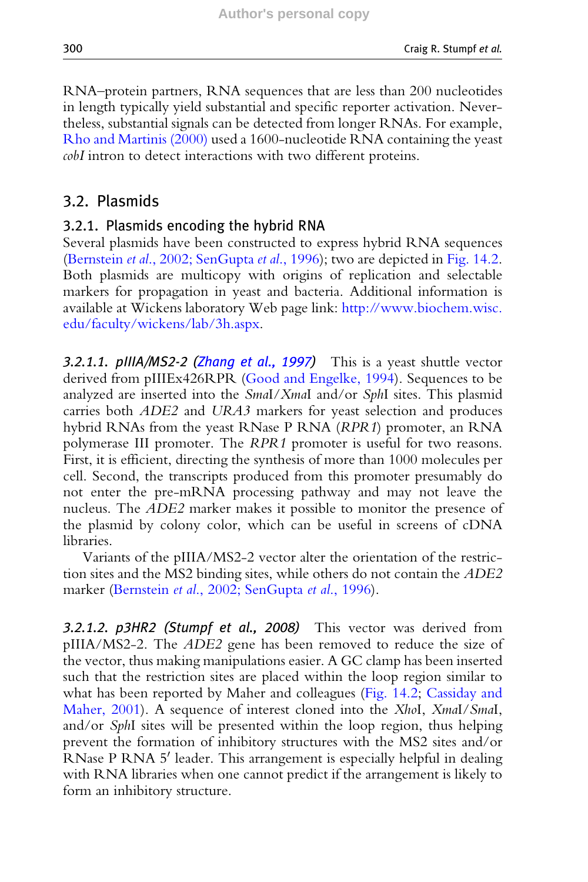RNA–protein partners, RNA sequences that are less than 200 nucleotides in length typically yield substantial and specific reporter activation. Nevertheless, substantial signals can be detected from longer RNAs. For example, Rho and Martinis (2000) used a 1600-nucleotide RNA containing the yeast *cobI* intron to detect interactions with two different proteins.

## 3.2. Plasmids

### 3.2.1. Plasmids encoding the hybrid RNA

Several plasmids have been constructed to express hybrid RNA sequences (Bernstein *et al.*, 2002; SenGupta *et al.*, 1996); two are depicted in Fig. 14.2. Both plasmids are multicopy with origins of replication and selectable markers for propagation in yeast and bacteria. Additional information is available at Wickens laboratory Web page link: http://www.biochem.wisc.edu/faculty/wickens/lab/3h.aspx.

***3.2.1.1. pIIIA/MS2-2 (Zhang et al., 1997)*** This is a yeast shuttle vector derived from pIIIEx426RPR (Good and Engelke, 1994). Sequences to be analyzed are inserted into the *Sma*I/*Xma*I and/or *Sph*I sites. This plasmid carries both *ADE2* and *URA3* markers for yeast selection and produces hybrid RNAs from the yeast RNase P RNA (*RPR1*) promoter, an RNA polymerase III promoter. The *RPR1* promoter is useful for two reasons. First, it is efficient, directing the synthesis of more than 1000 molecules per cell. Second, the transcripts produced from this promoter presumably do not enter the pre-mRNA processing pathway and may not leave the nucleus. The *ADE2* marker makes it possible to monitor the presence of the plasmid by colony color, which can be useful in screens of cDNA libraries.

Variants of the pIIIA/MS2-2 vector alter the orientation of the restriction sites and the MS2 binding sites, while others do not contain the *ADE2* marker (Bernstein *et al.*, 2002; SenGupta *et al.*, 1996).

***3.2.1.2. p3HR2 (Stumpf et al., 2008)*** This vector was derived from pIIIA/MS2-2. The *ADE2* gene has been removed to reduce the size of the vector, thus making manipulations easier. A GC clamp has been inserted such that the restriction sites are placed within the loop region similar to what has been reported by Maher and colleagues (Fig. 14.2; Cassiday and Maher, 2001). A sequence of interest cloned into the *Xho*I, *Xma*I/*Sma*I, and/or *Sph*I sites will be presented within the loop region, thus helping prevent the formation of inhibitory structures with the MS2 sites and/or RNase P RNA 5′ leader. This arrangement is especially helpful in dealing with RNA libraries when one cannot predict if the arrangement is likely to form an inhibitory structure.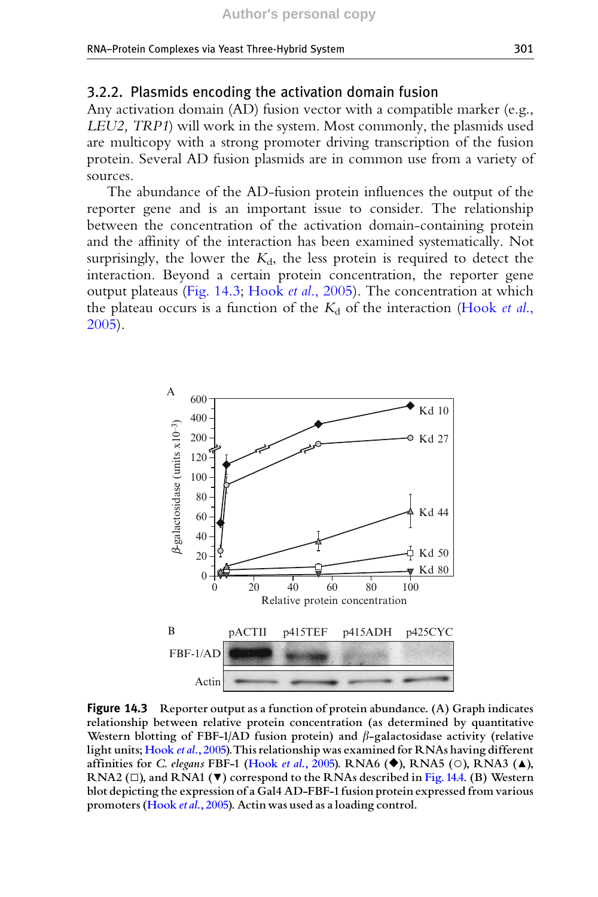### 3.2.2. Plasmids encoding the activation domain fusion

Any activation domain (AD) fusion vector with a compatible marker (e.g., *LEU2, TRP1*) will work in the system. Most commonly, the plasmids used are multicopy with a strong promoter driving transcription of the fusion protein. Several AD fusion plasmids are in common use from a variety of sources.

The abundance of the AD-fusion protein influences the output of the reporter gene and is an important issue to consider. The relationship between the concentration of the activation domain-containing protein and the affinity of the interaction has been examined systematically. Not surprisingly, the lower the $K_d$, the less protein is required to detect the interaction. Beyond a certain protein concentration, the reporter gene output plateaus (Fig. 14.3; Hook *et al.*, 2005). The concentration at which the plateau occurs is a function of the $K_d$ of the interaction (Hook *et al.*, 2005).

**Figure 14.3** Reporter output as a function of protein abundance. (A) Graph indicates relationship between relative protein concentration (as determined by quantitative Western blotting of FBF-1/AD fusion protein) and $\beta$-galactosidase activity (relative light units; Hook *et al.*, 2005). This relationship was examined for RNAs having different affinities for *C. elegans* FBF-1 (Hook *et al.*, 2005). RNA6 (◆), RNA5 (○), RNA3 (▲), RNA2 (□), and RNA1 (▼) correspond to the RNAs described in Fig. 14.4. (B) Western blot depicting the expression of a Gal4 AD-FBF-1 fusion protein expressed from various promoters (Hook *et al.*, 2005). Actin was used as a loading control.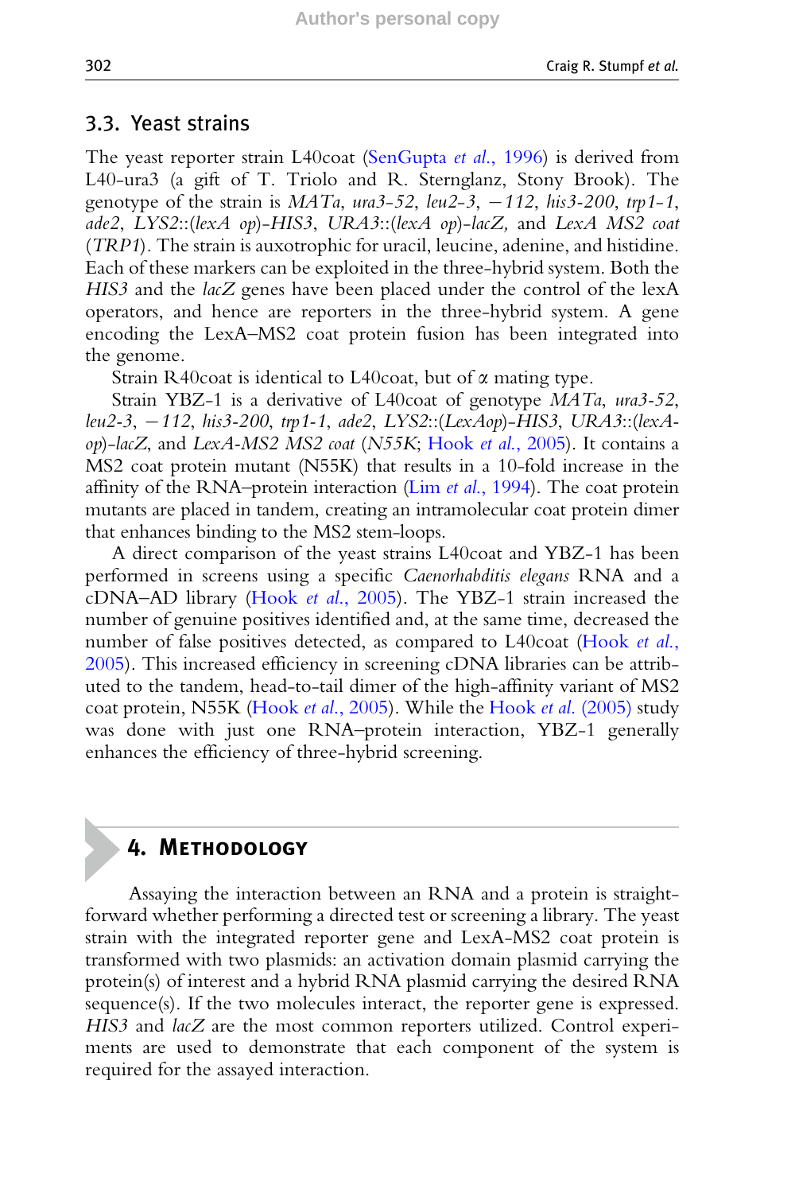### 3.3. Yeast strains

The yeast reporter strain L40coat (SenGupta *et al.*, 1996) is derived from L40-ura3 (a gift of T. Triolo and R. Sternglanz, Stony Brook). The genotype of the strain is *MATa*, *ura3-52*, *leu2-3*, *−112*, *his3-200*, *trp1-1*, *ade2*, *LYS2*::(*lexA op*)-*HIS3*, *URA3*::(*lexA op*)-*lacZ,* and *LexA MS2 coat* (*TRP1*). The strain is auxotrophic for uracil, leucine, adenine, and histidine. Each of these markers can be exploited in the three-hybrid system. Both the *HIS3* and the *lacZ* genes have been placed under the control of the lexA operators, and hence are reporters in the three-hybrid system. A gene encoding the LexA–MS2 coat protein fusion has been integrated into the genome.

Strain R40coat is identical to L40coat, but of α mating type.

Strain YBZ-1 is a derivative of L40coat of genotype *MATa*, *ura3-52*, *leu2-3*, *−112*, *his3-200*, *trp1-1*, *ade2*, *LYS2*::(*LexAop*)-*HIS3*, *URA3*::(*lexA-op*)-*lacZ*, and *LexA-MS2 MS2 coat* (*N55K*; Hook *et al.*, 2005). It contains a MS2 coat protein mutant (N55K) that results in a 10-fold increase in the affinity of the RNA–protein interaction (Lim *et al.*, 1994). The coat protein mutants are placed in tandem, creating an intramolecular coat protein dimer that enhances binding to the MS2 stem-loops.

A direct comparison of the yeast strains L40coat and YBZ-1 has been performed in screens using a specific *Caenorhabditis elegans* RNA and a cDNA–AD library (Hook *et al.*, 2005). The YBZ-1 strain increased the number of genuine positives identified and, at the same time, decreased the number of false positives detected, as compared to L40coat (Hook *et al.*, 2005). This increased efficiency in screening cDNA libraries can be attributed to the tandem, head-to-tail dimer of the high-affinity variant of MS2 coat protein, N55K (Hook *et al.*, 2005). While the Hook *et al.* (2005) study was done with just one RNA–protein interaction, YBZ-1 generally enhances the efficiency of three-hybrid screening.

## 4. Methodology

Assaying the interaction between an RNA and a protein is straightforward whether performing a directed test or screening a library. The yeast strain with the integrated reporter gene and LexA-MS2 coat protein is transformed with two plasmids: an activation domain plasmid carrying the protein(s) of interest and a hybrid RNA plasmid carrying the desired RNA sequence(s). If the two molecules interact, the reporter gene is expressed. *HIS3* and *lacZ* are the most common reporters utilized. Control experiments are used to demonstrate that each component of the system is required for the assayed interaction.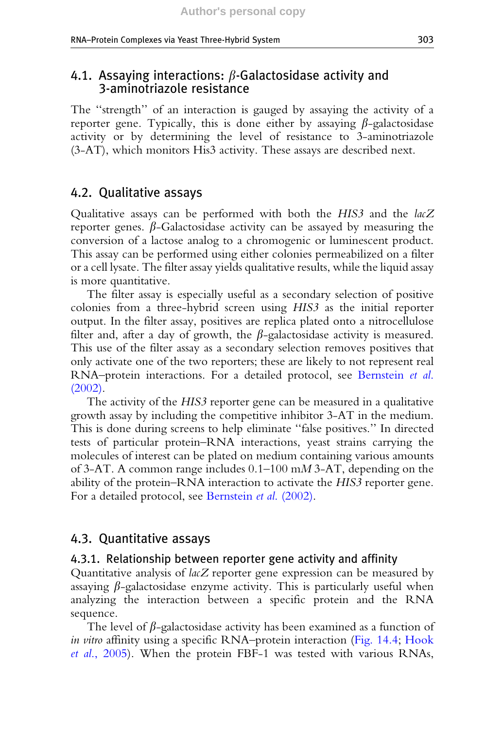### 4.1. Assaying interactions: β-Galactosidase activity and 3-aminotriazole resistance

The "strength" of an interaction is gauged by assaying the activity of a reporter gene. Typically, this is done either by assaying β-galactosidase activity or by determining the level of resistance to 3-aminotriazole (3-AT), which monitors His3 activity. These assays are described next.

### 4.2. Qualitative assays

Qualitative assays can be performed with both the *HIS3* and the *lacZ* reporter genes. β-Galactosidase activity can be assayed by measuring the conversion of a lactose analog to a chromogenic or luminescent product. This assay can be performed using either colonies permeabilized on a filter or a cell lysate. The filter assay yields qualitative results, while the liquid assay is more quantitative.

The filter assay is especially useful as a secondary selection of positive colonies from a three-hybrid screen using *HIS3* as the initial reporter output. In the filter assay, positives are replica plated onto a nitrocellulose filter and, after a day of growth, the β-galactosidase activity is measured. This use of the filter assay as a secondary selection removes positives that only activate one of the two reporters; these are likely to not represent real RNA–protein interactions. For a detailed protocol, see Bernstein *et al.* (2002).

The activity of the *HIS3* reporter gene can be measured in a qualitative growth assay by including the competitive inhibitor 3-AT in the medium. This is done during screens to help eliminate "false positives." In directed tests of particular protein–RNA interactions, yeast strains carrying the molecules of interest can be plated on medium containing various amounts of 3-AT. A common range includes 0.1–100 m*M* 3-AT, depending on the ability of the protein–RNA interaction to activate the *HIS3* reporter gene. For a detailed protocol, see Bernstein *et al.* (2002).

### 4.3. Quantitative assays

#### 4.3.1. Relationship between reporter gene activity and affinity

Quantitative analysis of *lacZ* reporter gene expression can be measured by assaying β-galactosidase enzyme activity. This is particularly useful when analyzing the interaction between a specific protein and the RNA sequence.

The level of β-galactosidase activity has been examined as a function of *in vitro* affinity using a specific RNA–protein interaction (Fig. 14.4; Hook *et al.*, 2005). When the protein FBF-1 was tested with various RNAs,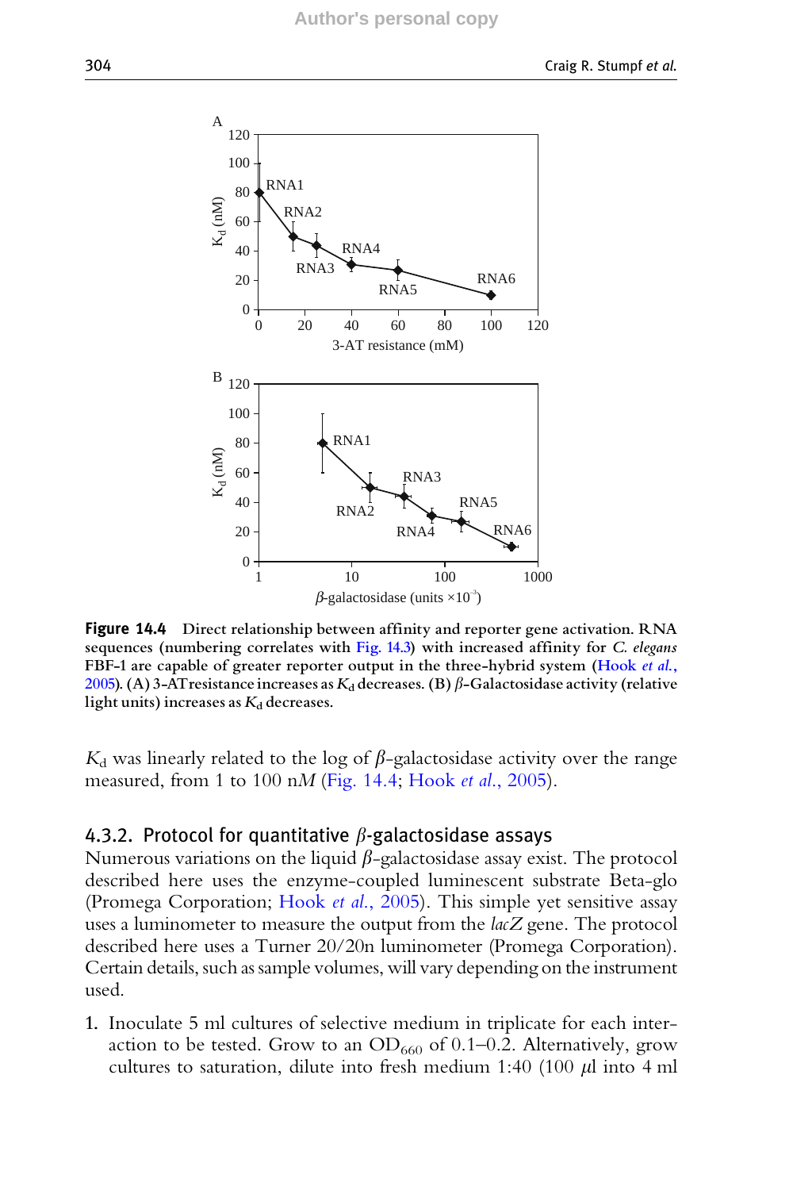**Figure 14.4** Direct relationship between affinity and reporter gene activation. RNA sequences (numbering correlates with Fig. 14.3) with increased affinity for *C. elegans* FBF-1 are capable of greater reporter output in the three-hybrid system (Hook *et al.*, 2005). (A) 3-AT resistance increases as $K_d$ decreases. (B) $\beta$-Galactosidase activity (relative light units) increases as $K_d$ decreases.

$K_d$ was linearly related to the log of $\beta$-galactosidase activity over the range measured, from 1 to 100 n*M* (Fig. 14.4; Hook *et al.*, 2005).

### 4.3.2. Protocol for quantitative $\beta$-galactosidase assays

Numerous variations on the liquid $\beta$-galactosidase assay exist. The protocol described here uses the enzyme-coupled luminescent substrate Beta-glo (Promega Corporation; Hook *et al.*, 2005). This simple yet sensitive assay uses a luminometer to measure the output from the *lacZ* gene. The protocol described here uses a Turner 20/20n luminometer (Promega Corporation). Certain details, such as sample volumes, will vary depending on the instrument used.

1. Inoculate 5 ml cultures of selective medium in triplicate for each interaction to be tested. Grow to an $OD_{660}$ of 0.1–0.2. Alternatively, grow cultures to saturation, dilute into fresh medium 1:40 (100 $\mu$l into 4 ml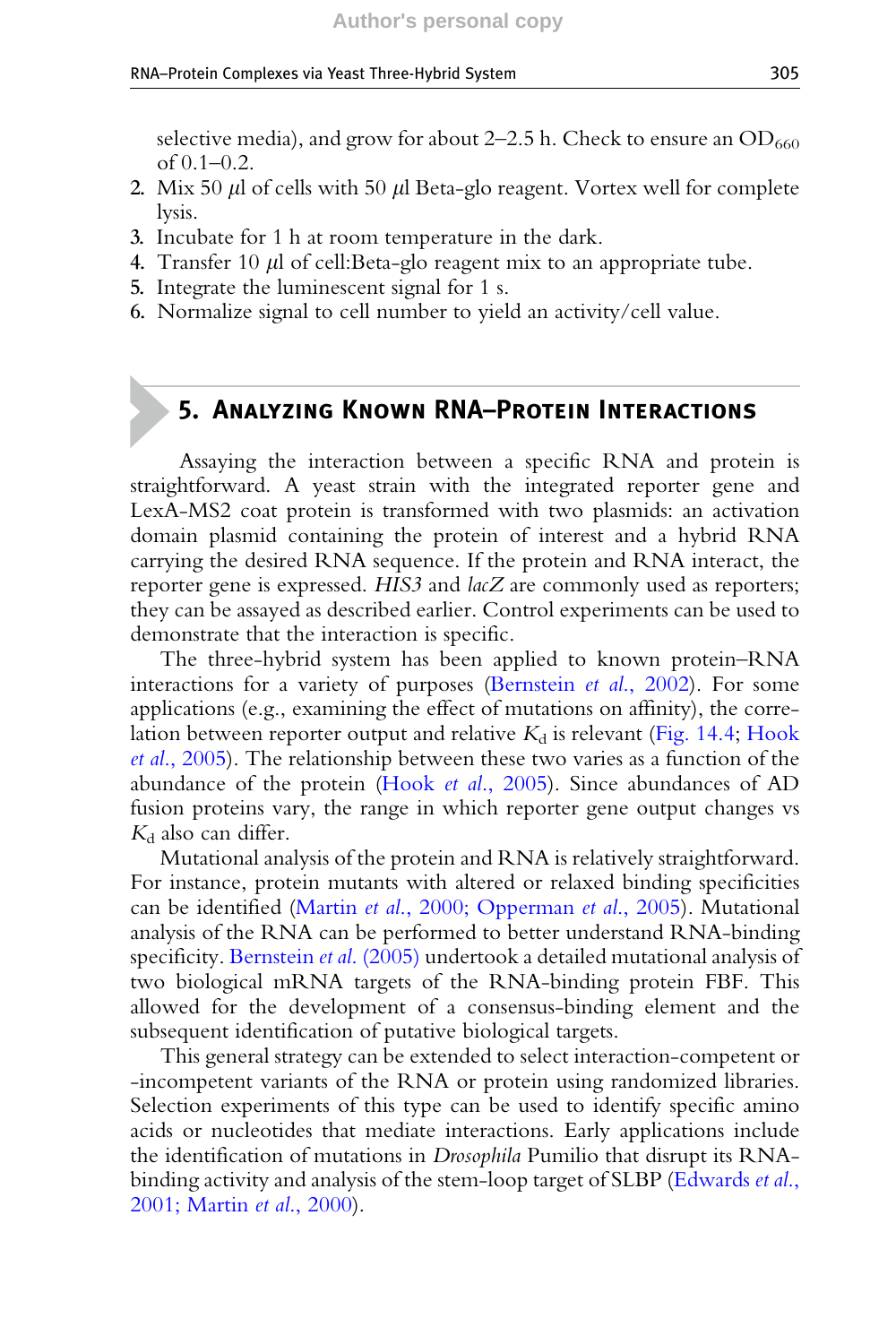selective media), and grow for about 2–2.5 h. Check to ensure an $OD_{660}$ of 0.1–0.2.

2. Mix 50 $\mu$l of cells with 50 $\mu$l Beta-glo reagent. Vortex well for complete lysis.
3. Incubate for 1 h at room temperature in the dark.
4. Transfer 10 $\mu$l of cell:Beta-glo reagent mix to an appropriate tube.
5. Integrate the luminescent signal for 1 s.
6. Normalize signal to cell number to yield an activity/cell value.

## 5. Analyzing Known RNA–Protein Interactions

Assaying the interaction between a specific RNA and protein is straightforward. A yeast strain with the integrated reporter gene and LexA-MS2 coat protein is transformed with two plasmids: an activation domain plasmid containing the protein of interest and a hybrid RNA carrying the desired RNA sequence. If the protein and RNA interact, the reporter gene is expressed. *HIS3* and *lacZ* are commonly used as reporters; they can be assayed as described earlier. Control experiments can be used to demonstrate that the interaction is specific.

The three-hybrid system has been applied to known protein–RNA interactions for a variety of purposes (Bernstein *et al.*, 2002). For some applications (e.g., examining the effect of mutations on affinity), the correlation between reporter output and relative $K_d$ is relevant (Fig. 14.4; Hook *et al.*, 2005). The relationship between these two varies as a function of the abundance of the protein (Hook *et al.*, 2005). Since abundances of AD fusion proteins vary, the range in which reporter gene output changes vs $K_d$ also can differ.

Mutational analysis of the protein and RNA is relatively straightforward. For instance, protein mutants with altered or relaxed binding specificities can be identified (Martin *et al.*, 2000; Opperman *et al.*, 2005). Mutational analysis of the RNA can be performed to better understand RNA-binding specificity. Bernstein *et al.* (2005) undertook a detailed mutational analysis of two biological mRNA targets of the RNA-binding protein FBF. This allowed for the development of a consensus-binding element and the subsequent identification of putative biological targets.

This general strategy can be extended to select interaction-competent or -incompetent variants of the RNA or protein using randomized libraries. Selection experiments of this type can be used to identify specific amino acids or nucleotides that mediate interactions. Early applications include the identification of mutations in *Drosophila* Pumilio that disrupt its RNA-binding activity and analysis of the stem-loop target of SLBP (Edwards *et al.*, 2001; Martin *et al.*, 2000).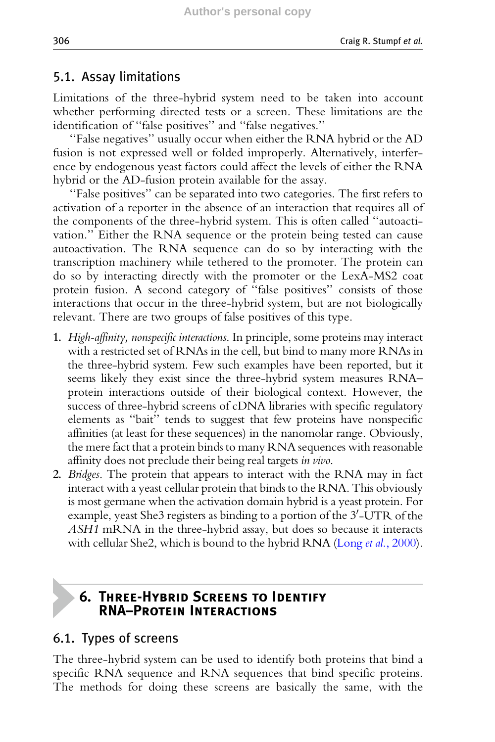## 5.1. Assay limitations

Limitations of the three-hybrid system need to be taken into account whether performing directed tests or a screen. These limitations are the identification of "false positives" and "false negatives."

"False negatives" usually occur when either the RNA hybrid or the AD fusion is not expressed well or folded improperly. Alternatively, interference by endogenous yeast factors could affect the levels of either the RNA hybrid or the AD-fusion protein available for the assay.

"False positives" can be separated into two categories. The first refers to activation of a reporter in the absence of an interaction that requires all of the components of the three-hybrid system. This is often called "autoactivation." Either the RNA sequence or the protein being tested can cause autoactivation. The RNA sequence can do so by interacting with the transcription machinery while tethered to the promoter. The protein can do so by interacting directly with the promoter or the LexA-MS2 coat protein fusion. A second category of "false positives" consists of those interactions that occur in the three-hybrid system, but are not biologically relevant. There are two groups of false positives of this type.

1. *High-affinity, nonspecific interactions*. In principle, some proteins may interact with a restricted set of RNAs in the cell, but bind to many more RNAs in the three-hybrid system. Few such examples have been reported, but it seems likely they exist since the three-hybrid system measures RNA–protein interactions outside of their biological context. However, the success of three-hybrid screens of cDNA libraries with specific regulatory elements as "bait" tends to suggest that few proteins have nonspecific affinities (at least for these sequences) in the nanomolar range. Obviously, the mere fact that a protein binds to many RNA sequences with reasonable affinity does not preclude their being real targets *in vivo*.
2. *Bridges*. The protein that appears to interact with the RNA may in fact interact with a yeast cellular protein that binds to the RNA. This obviously is most germane when the activation domain hybrid is a yeast protein. For example, yeast She3 registers as binding to a portion of the 3′-UTR of the *ASH1* mRNA in the three-hybrid assay, but does so because it interacts with cellular She2, which is bound to the hybrid RNA (Long *et al.*, 2000).

# 6. Three-Hybrid Screens to Identify RNA–Protein Interactions

## 6.1. Types of screens

The three-hybrid system can be used to identify both proteins that bind a specific RNA sequence and RNA sequences that bind specific proteins. The methods for doing these screens are basically the same, with the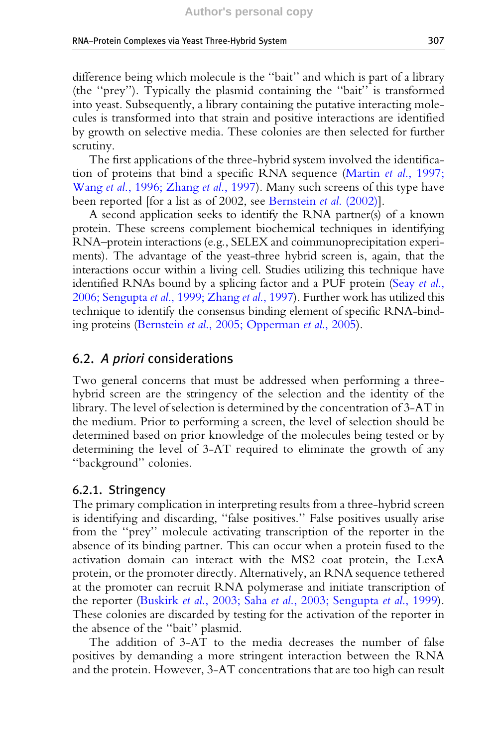difference being which molecule is the ''bait'' and which is part of a library (the ''prey''). Typically the plasmid containing the ''bait'' is transformed into yeast. Subsequently, a library containing the putative interacting molecules is transformed into that strain and positive interactions are identified by growth on selective media. These colonies are then selected for further scrutiny.

The first applications of the three-hybrid system involved the identification of proteins that bind a specific RNA sequence (Martin *et al.*, 1997; Wang *et al.*, 1996; Zhang *et al.*, 1997). Many such screens of this type have been reported [for a list as of 2002, see Bernstein *et al.* (2002)].

A second application seeks to identify the RNA partner(s) of a known protein. These screens complement biochemical techniques in identifying RNA–protein interactions (e.g., SELEX and coimmunoprecipitation experiments). The advantage of the yeast-three hybrid screen is, again, that the interactions occur within a living cell. Studies utilizing this technique have identified RNAs bound by a splicing factor and a PUF protein (Seay *et al.*, 2006; Sengupta *et al.*, 1999; Zhang *et al.*, 1997). Further work has utilized this technique to identify the consensus binding element of specific RNA-binding proteins (Bernstein *et al.*, 2005; Opperman *et al.*, 2005).

## 6.2. *A priori* considerations

Two general concerns that must be addressed when performing a three-hybrid screen are the stringency of the selection and the identity of the library. The level of selection is determined by the concentration of 3-AT in the medium. Prior to performing a screen, the level of selection should be determined based on prior knowledge of the molecules being tested or by determining the level of 3-AT required to eliminate the growth of any ''background'' colonies.

### 6.2.1. Stringency

The primary complication in interpreting results from a three-hybrid screen is identifying and discarding, ''false positives.'' False positives usually arise from the ''prey'' molecule activating transcription of the reporter in the absence of its binding partner. This can occur when a protein fused to the activation domain can interact with the MS2 coat protein, the LexA protein, or the promoter directly. Alternatively, an RNA sequence tethered at the promoter can recruit RNA polymerase and initiate transcription of the reporter (Buskirk *et al.*, 2003; Saha *et al.*, 2003; Sengupta *et al.*, 1999). These colonies are discarded by testing for the activation of the reporter in the absence of the ''bait'' plasmid.

The addition of 3-AT to the media decreases the number of false positives by demanding a more stringent interaction between the RNA and the protein. However, 3-AT concentrations that are too high can result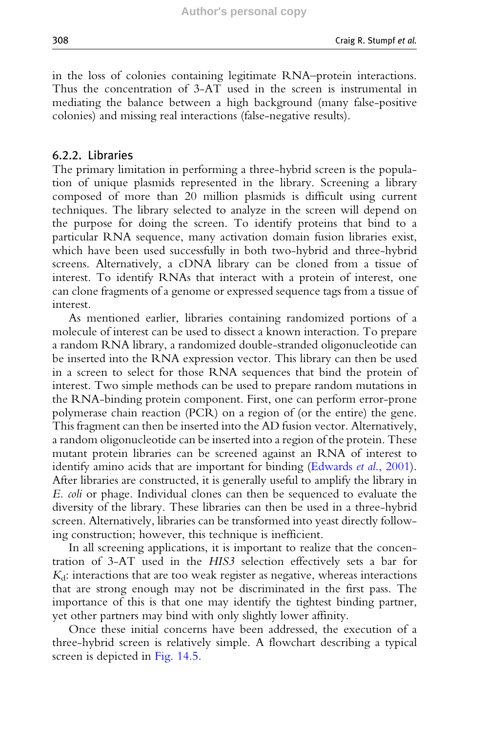in the loss of colonies containing legitimate RNA–protein interactions. Thus the concentration of 3-AT used in the screen is instrumental in mediating the balance between a high background (many false-positive colonies) and missing real interactions (false-negative results).

### 6.2.2. Libraries

The primary limitation in performing a three-hybrid screen is the population of unique plasmids represented in the library. Screening a library composed of more than 20 million plasmids is difficult using current techniques. The library selected to analyze in the screen will depend on the purpose for doing the screen. To identify proteins that bind to a particular RNA sequence, many activation domain fusion libraries exist, which have been used successfully in both two-hybrid and three-hybrid screens. Alternatively, a cDNA library can be cloned from a tissue of interest. To identify RNAs that interact with a protein of interest, one can clone fragments of a genome or expressed sequence tags from a tissue of interest.

As mentioned earlier, libraries containing randomized portions of a molecule of interest can be used to dissect a known interaction. To prepare a random RNA library, a randomized double-stranded oligonucleotide can be inserted into the RNA expression vector. This library can then be used in a screen to select for those RNA sequences that bind the protein of interest. Two simple methods can be used to prepare random mutations in the RNA-binding protein component. First, one can perform error-prone polymerase chain reaction (PCR) on a region of (or the entire) the gene. This fragment can then be inserted into the AD fusion vector. Alternatively, a random oligonucleotide can be inserted into a region of the protein. These mutant protein libraries can be screened against an RNA of interest to identify amino acids that are important for binding (Edwards *et al.*, 2001). After libraries are constructed, it is generally useful to amplify the library in *E. coli* or phage. Individual clones can then be sequenced to evaluate the diversity of the library. These libraries can then be used in a three-hybrid screen. Alternatively, libraries can be transformed into yeast directly following construction; however, this technique is inefficient.

In all screening applications, it is important to realize that the concentration of 3-AT used in the *HIS3* selection effectively sets a bar for $K_d$: interactions that are too weak register as negative, whereas interactions that are strong enough may not be discriminated in the first pass. The importance of this is that one may identify the tightest binding partner, yet other partners may bind with only slightly lower affinity.

Once these initial concerns have been addressed, the execution of a three-hybrid screen is relatively simple. A flowchart describing a typical screen is depicted in Fig. 14.5.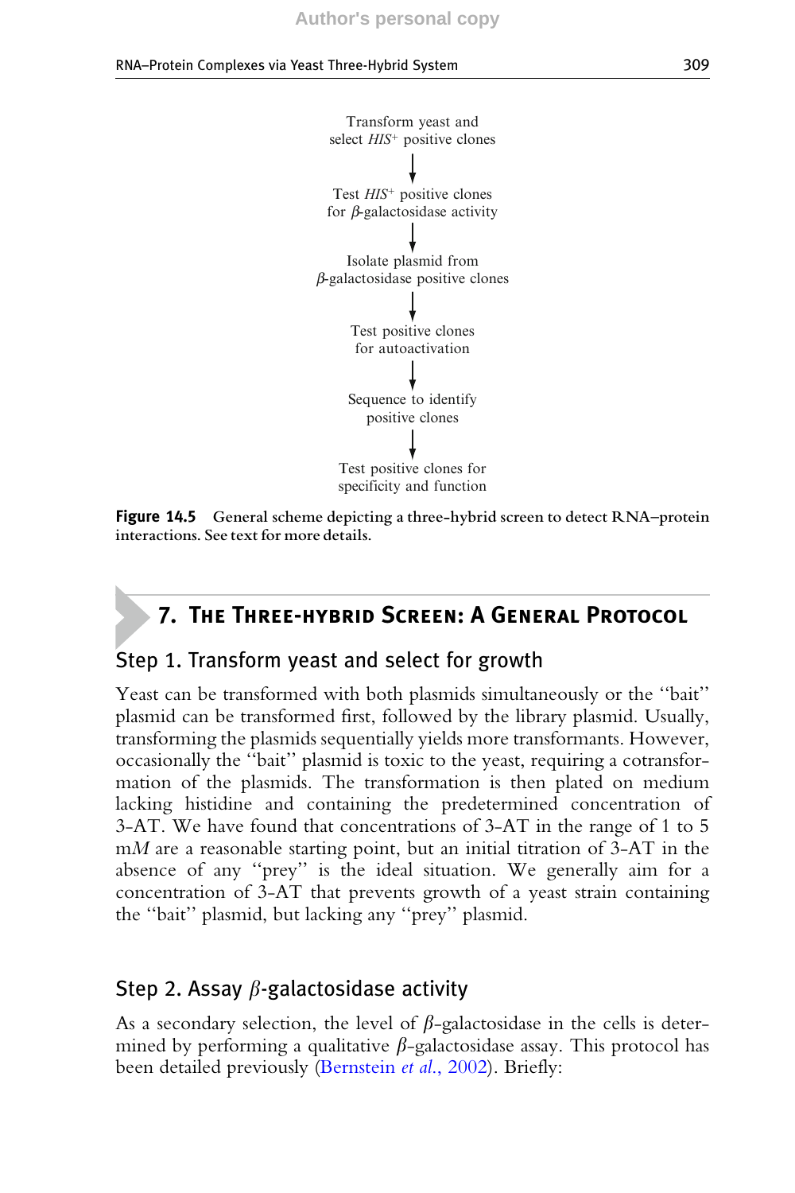Transform yeast and select $HIS^+$ positive clones

↓

Test $HIS^+$ positive clones for $\beta$-galactosidase activity

↓

Isolate plasmid from $\beta$-galactosidase positive clones

↓

Test positive clones for autoactivation

↓

Sequence to identify positive clones

↓

Test positive clones for specificity and function

**Figure 14.5** General scheme depicting a three-hybrid screen to detect RNA–protein interactions. See text for more details.

## 7. The Three-hybrid Screen: A General Protocol

### Step 1. Transform yeast and select for growth

Yeast can be transformed with both plasmids simultaneously or the ‘‘bait’’ plasmid can be transformed first, followed by the library plasmid. Usually, transforming the plasmids sequentially yields more transformants. However, occasionally the ‘‘bait’’ plasmid is toxic to the yeast, requiring a cotransformation of the plasmids. The transformation is then plated on medium lacking histidine and containing the predetermined concentration of 3-AT. We have found that concentrations of 3-AT in the range of 1 to 5 m*M* are a reasonable starting point, but an initial titration of 3-AT in the absence of any ‘‘prey’’ is the ideal situation. We generally aim for a concentration of 3-AT that prevents growth of a yeast strain containing the ‘‘bait’’ plasmid, but lacking any ‘‘prey’’ plasmid.

### Step 2. Assay $\beta$-galactosidase activity

As a secondary selection, the level of $\beta$-galactosidase in the cells is determined by performing a qualitative $\beta$-galactosidase assay. This protocol has been detailed previously (Bernstein *et al.*, 2002). Briefly: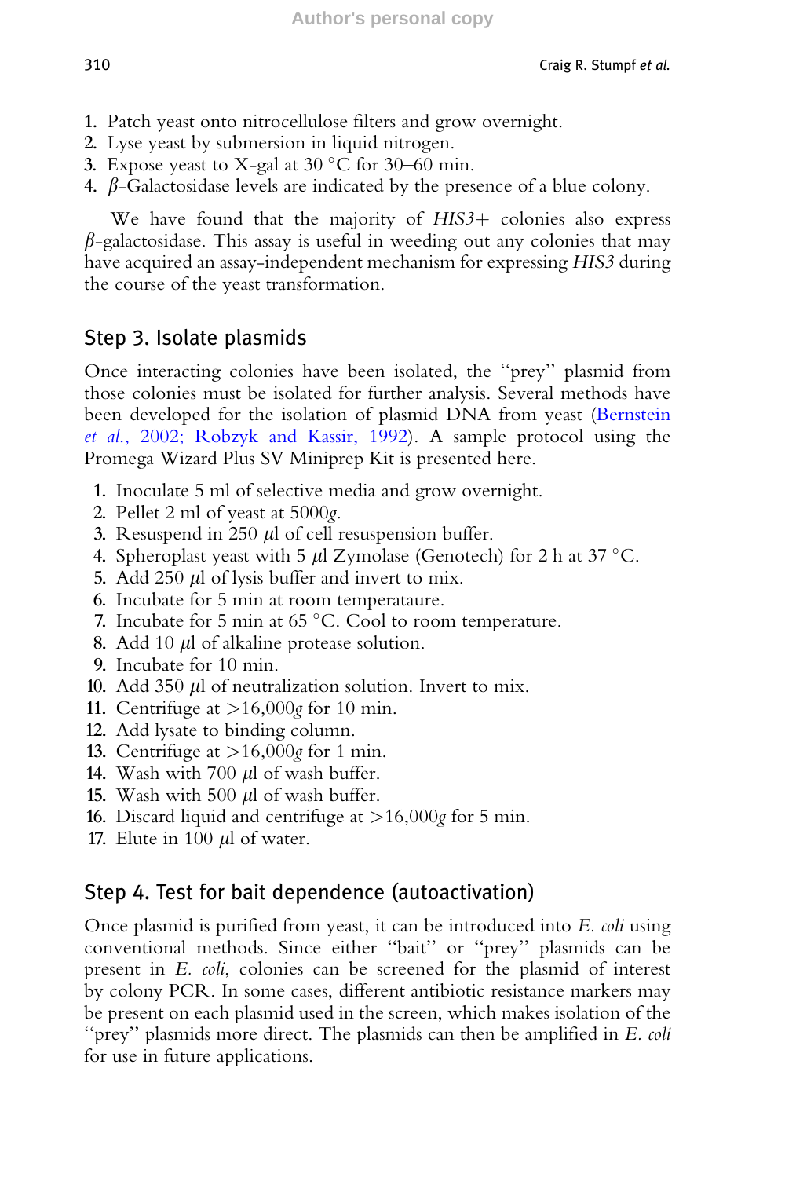1. Patch yeast onto nitrocellulose filters and grow overnight.
2. Lyse yeast by submersion in liquid nitrogen.
3. Expose yeast to X-gal at 30 °C for 30–60 min.
4. $\beta$-Galactosidase levels are indicated by the presence of a blue colony.

We have found that the majority of *HIS3+* colonies also express $\beta$-galactosidase. This assay is useful in weeding out any colonies that may have acquired an assay-independent mechanism for expressing *HIS3* during the course of the yeast transformation.

## Step 3. Isolate plasmids

Once interacting colonies have been isolated, the "prey" plasmid from those colonies must be isolated for further analysis. Several methods have been developed for the isolation of plasmid DNA from yeast (Bernstein *et al.*, 2002; Robzyk and Kassir, 1992). A sample protocol using the Promega Wizard Plus SV Miniprep Kit is presented here.

1. Inoculate 5 ml of selective media and grow overnight.
2. Pellet 2 ml of yeast at 5000*g*.
3. Resuspend in 250 $\mu$l of cell resuspension buffer.
4. Spheroplast yeast with 5 $\mu$l Zymolase (Genotech) for 2 h at 37 °C.
5. Add 250 $\mu$l of lysis buffer and invert to mix.
6. Incubate for 5 min at room temperataure.
7. Incubate for 5 min at 65 °C. Cool to room temperature.
8. Add 10 $\mu$l of alkaline protease solution.
9. Incubate for 10 min.
10. Add 350 $\mu$l of neutralization solution. Invert to mix.
11. Centrifuge at >16,000*g* for 10 min.
12. Add lysate to binding column.
13. Centrifuge at >16,000*g* for 1 min.
14. Wash with 700 $\mu$l of wash buffer.
15. Wash with 500 $\mu$l of wash buffer.
16. Discard liquid and centrifuge at >16,000*g* for 5 min.
17. Elute in 100 $\mu$l of water.

## Step 4. Test for bait dependence (autoactivation)

Once plasmid is purified from yeast, it can be introduced into *E. coli* using conventional methods. Since either "bait" or "prey" plasmids can be present in *E. coli*, colonies can be screened for the plasmid of interest by colony PCR. In some cases, different antibiotic resistance markers may be present on each plasmid used in the screen, which makes isolation of the "prey" plasmids more direct. The plasmids can then be amplified in *E. coli* for use in future applications.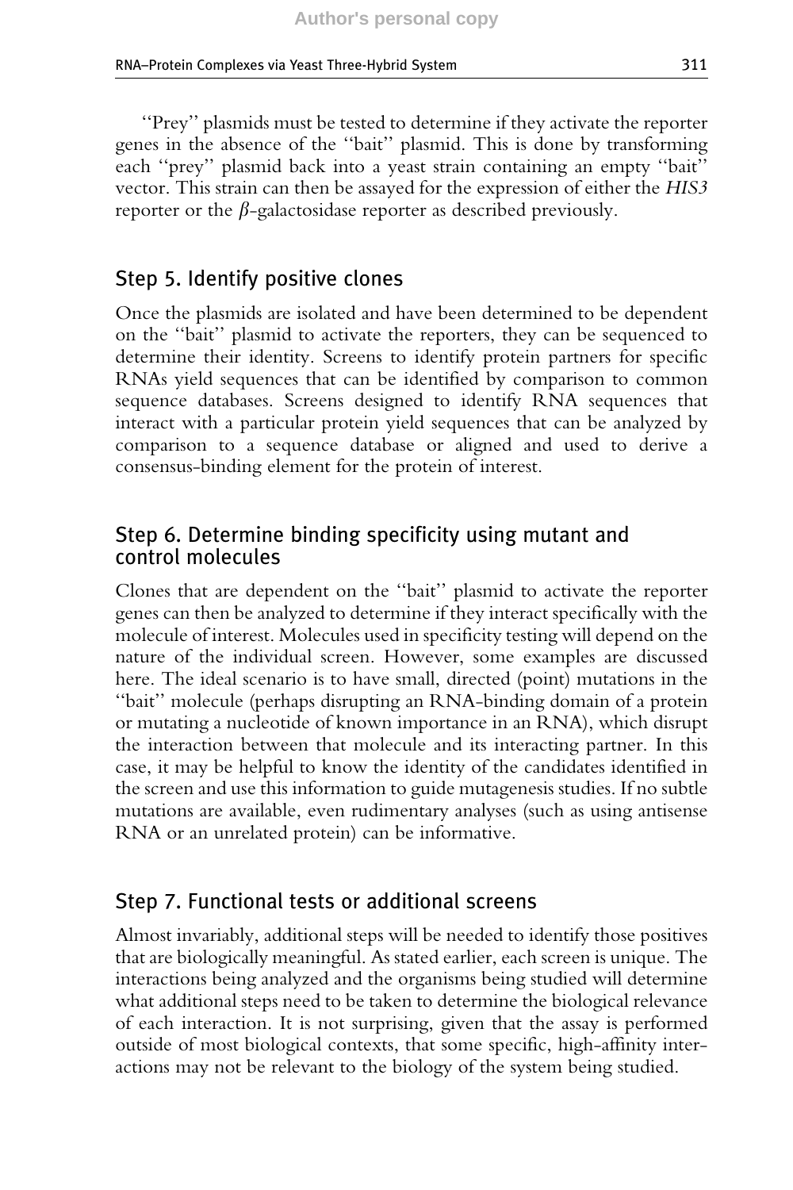''Prey'' plasmids must be tested to determine if they activate the reporter genes in the absence of the ''bait'' plasmid. This is done by transforming each ''prey'' plasmid back into a yeast strain containing an empty ''bait'' vector. This strain can then be assayed for the expression of either the *HIS3* reporter or the $\beta$-galactosidase reporter as described previously.

## Step 5. Identify positive clones

Once the plasmids are isolated and have been determined to be dependent on the ''bait'' plasmid to activate the reporters, they can be sequenced to determine their identity. Screens to identify protein partners for specific RNAs yield sequences that can be identified by comparison to common sequence databases. Screens designed to identify RNA sequences that interact with a particular protein yield sequences that can be analyzed by comparison to a sequence database or aligned and used to derive a consensus-binding element for the protein of interest.

## Step 6. Determine binding specificity using mutant and control molecules

Clones that are dependent on the ''bait'' plasmid to activate the reporter genes can then be analyzed to determine if they interact specifically with the molecule of interest. Molecules used in specificity testing will depend on the nature of the individual screen. However, some examples are discussed here. The ideal scenario is to have small, directed (point) mutations in the ''bait'' molecule (perhaps disrupting an RNA-binding domain of a protein or mutating a nucleotide of known importance in an RNA), which disrupt the interaction between that molecule and its interacting partner. In this case, it may be helpful to know the identity of the candidates identified in the screen and use this information to guide mutagenesis studies. If no subtle mutations are available, even rudimentary analyses (such as using antisense RNA or an unrelated protein) can be informative.

## Step 7. Functional tests or additional screens

Almost invariably, additional steps will be needed to identify those positives that are biologically meaningful. As stated earlier, each screen is unique. The interactions being analyzed and the organisms being studied will determine what additional steps need to be taken to determine the biological relevance of each interaction. It is not surprising, given that the assay is performed outside of most biological contexts, that some specific, high-affinity interactions may not be relevant to the biology of the system being studied.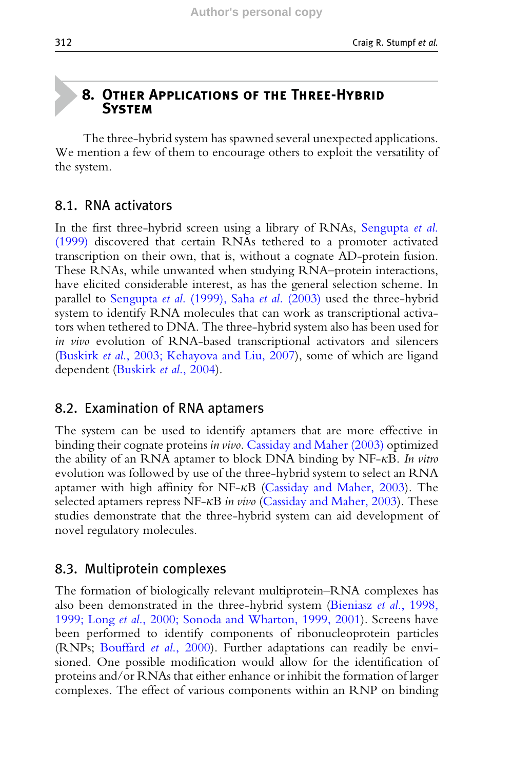## 8. Other Applications of the Three-Hybrid System

The three-hybrid system has spawned several unexpected applications. We mention a few of them to encourage others to exploit the versatility of the system.

### 8.1. RNA activators

In the first three-hybrid screen using a library of RNAs, Sengupta *et al.* (1999) discovered that certain RNAs tethered to a promoter activated transcription on their own, that is, without a cognate AD-protein fusion. These RNAs, while unwanted when studying RNA–protein interactions, have elicited considerable interest, as has the general selection scheme. In parallel to Sengupta *et al.* (1999), Saha *et al.* (2003) used the three-hybrid system to identify RNA molecules that can work as transcriptional activators when tethered to DNA. The three-hybrid system also has been used for *in vivo* evolution of RNA-based transcriptional activators and silencers (Buskirk *et al.*, 2003; Kehayova and Liu, 2007), some of which are ligand dependent (Buskirk *et al.*, 2004).

### 8.2. Examination of RNA aptamers

The system can be used to identify aptamers that are more effective in binding their cognate proteins *in vivo*. Cassiday and Maher (2003) optimized the ability of an RNA aptamer to block DNA binding by NF-κB. *In vitro* evolution was followed by use of the three-hybrid system to select an RNA aptamer with high affinity for NF-κB (Cassiday and Maher, 2003). The selected aptamers repress NF-κB *in vivo* (Cassiday and Maher, 2003). These studies demonstrate that the three-hybrid system can aid development of novel regulatory molecules.

### 8.3. Multiprotein complexes

The formation of biologically relevant multiprotein–RNA complexes has also been demonstrated in the three-hybrid system (Bieniasz *et al.*, 1998, 1999; Long *et al.*, 2000; Sonoda and Wharton, 1999, 2001). Screens have been performed to identify components of ribonucleoprotein particles (RNPs; Bouffard *et al.*, 2000). Further adaptations can readily be envisioned. One possible modification would allow for the identification of proteins and/or RNAs that either enhance or inhibit the formation of larger complexes. The effect of various components within an RNP on binding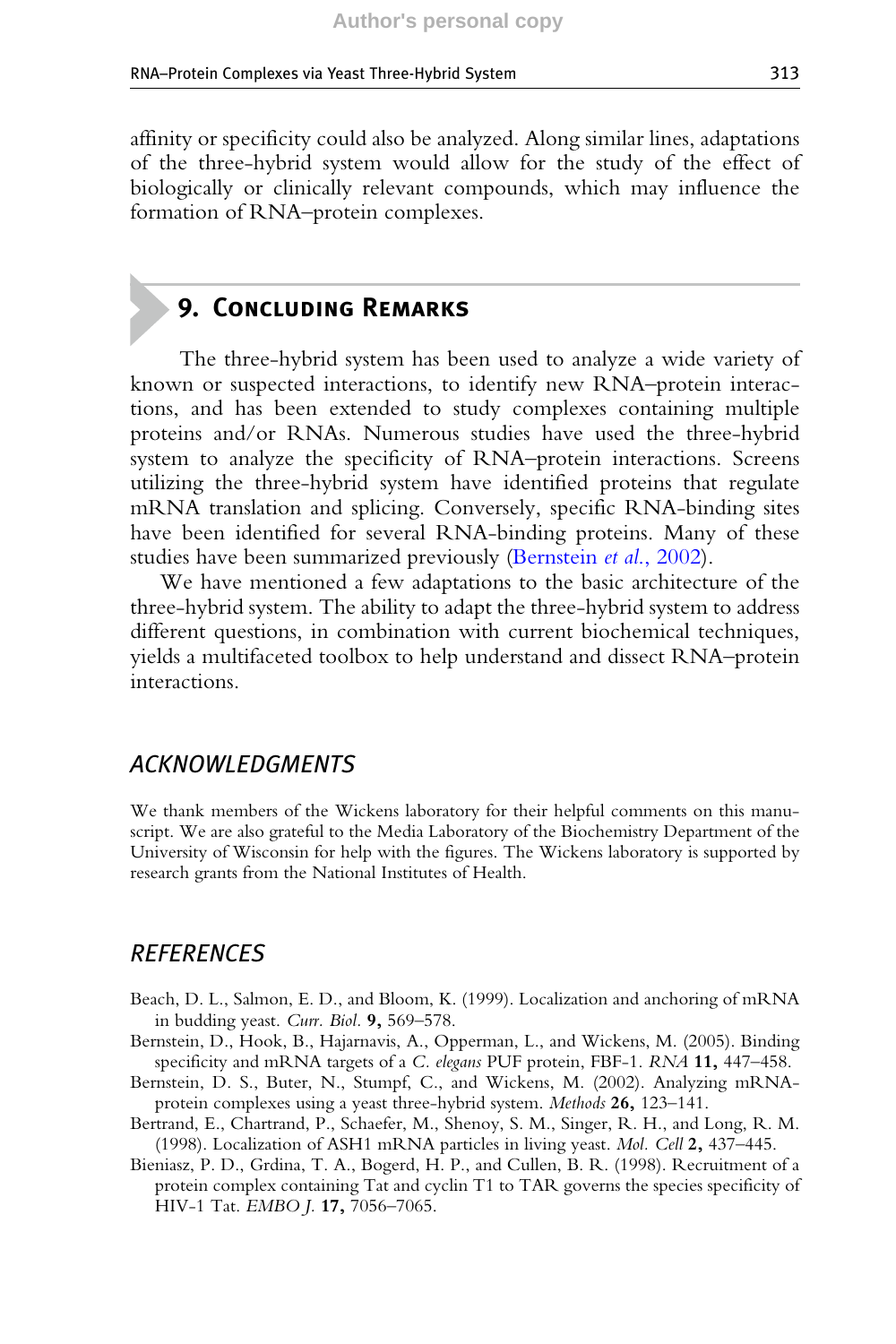affinity or specificity could also be analyzed. Along similar lines, adaptations of the three-hybrid system would allow for the study of the effect of biologically or clinically relevant compounds, which may influence the formation of RNA–protein complexes.

## 9. Concluding Remarks

The three-hybrid system has been used to analyze a wide variety of known or suspected interactions, to identify new RNA–protein interactions, and has been extended to study complexes containing multiple proteins and/or RNAs. Numerous studies have used the three-hybrid system to analyze the specificity of RNA–protein interactions. Screens utilizing the three-hybrid system have identified proteins that regulate mRNA translation and splicing. Conversely, specific RNA-binding sites have been identified for several RNA-binding proteins. Many of these studies have been summarized previously (Bernstein *et al.*, 2002).

We have mentioned a few adaptations to the basic architecture of the three-hybrid system. The ability to adapt the three-hybrid system to address different questions, in combination with current biochemical techniques, yields a multifaceted toolbox to help understand and dissect RNA–protein interactions.

## *Acknowledgments*

We thank members of the Wickens laboratory for their helpful comments on this manuscript. We are also grateful to the Media Laboratory of the Biochemistry Department of the University of Wisconsin for help with the figures. The Wickens laboratory is supported by research grants from the National Institutes of Health.

## *References*

Beach, D. L., Salmon, E. D., and Bloom, K. (1999). Localization and anchoring of mRNA in budding yeast. *Curr. Biol.* **9,** 569–578.

Bernstein, D., Hook, B., Hajarnavis, A., Opperman, L., and Wickens, M. (2005). Binding specificity and mRNA targets of a *C. elegans* PUF protein, FBF-1. *RNA* **11,** 447–458.

Bernstein, D. S., Buter, N., Stumpf, C., and Wickens, M. (2002). Analyzing mRNA-protein complexes using a yeast three-hybrid system. *Methods* **26,** 123–141.

Bertrand, E., Chartrand, P., Schaefer, M., Shenoy, S. M., Singer, R. H., and Long, R. M. (1998). Localization of ASH1 mRNA particles in living yeast. *Mol. Cell* **2,** 437–445.

Bieniasz, P. D., Grdina, T. A., Bogerd, H. P., and Cullen, B. R. (1998). Recruitment of a protein complex containing Tat and cyclin T1 to TAR governs the species specificity of HIV-1 Tat. *EMBO J.* **17,** 7056–7065.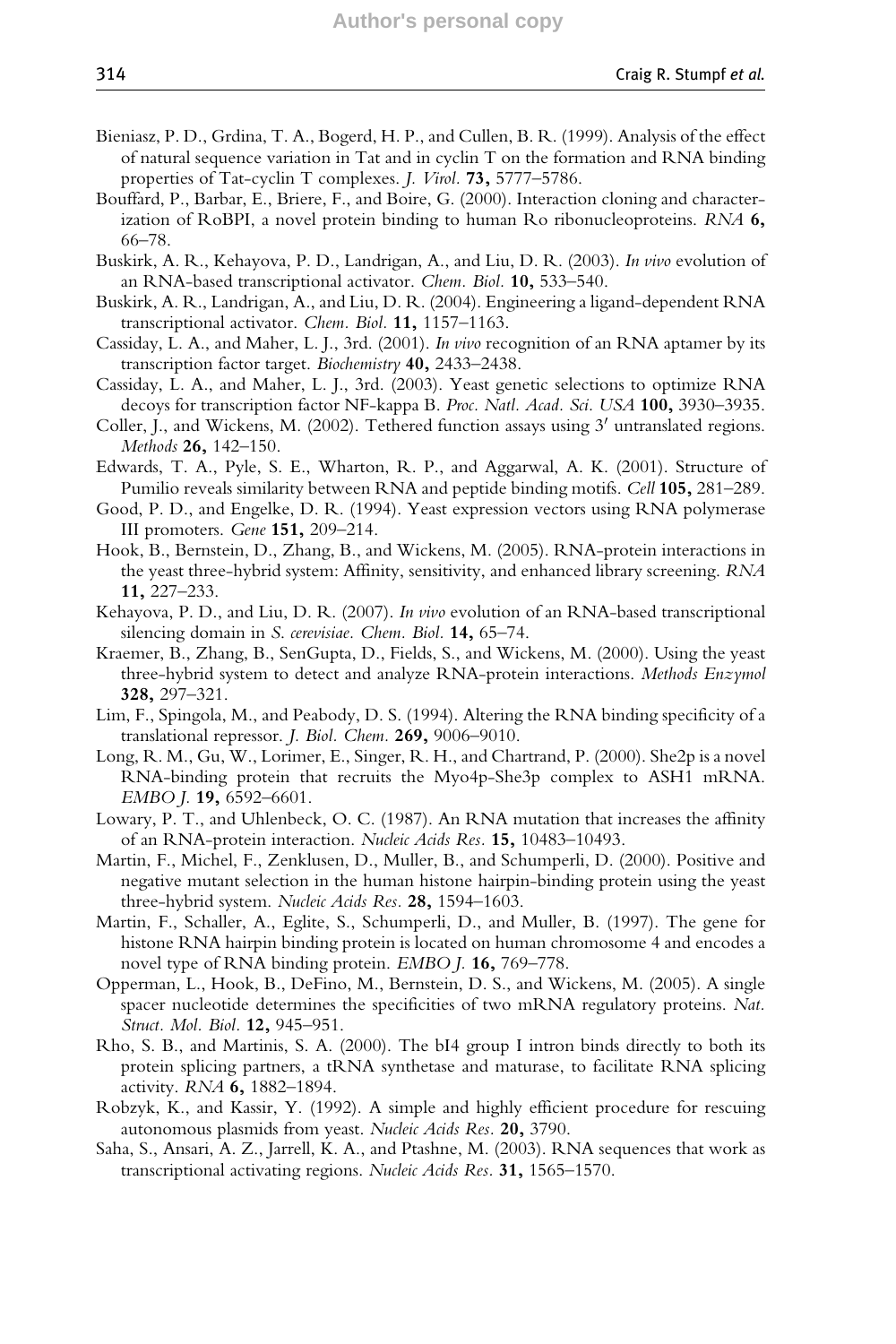Bieniasz, P. D., Grdina, T. A., Bogerd, H. P., and Cullen, B. R. (1999). Analysis of the effect of natural sequence variation in Tat and in cyclin T on the formation and RNA binding properties of Tat-cyclin T complexes. *J. Virol.* **73,** 5777–5786.

Bouffard, P., Barbar, E., Briere, F., and Boire, G. (2000). Interaction cloning and characterization of RoBPI, a novel protein binding to human Ro ribonucleoproteins. *RNA* **6,** 66–78.

Buskirk, A. R., Kehayova, P. D., Landrigan, A., and Liu, D. R. (2003). *In vivo* evolution of an RNA-based transcriptional activator. *Chem. Biol.* **10,** 533–540.

Buskirk, A. R., Landrigan, A., and Liu, D. R. (2004). Engineering a ligand-dependent RNA transcriptional activator. *Chem. Biol.* **11,** 1157–1163.

Cassiday, L. A., and Maher, L. J., 3rd. (2001). *In vivo* recognition of an RNA aptamer by its transcription factor target. *Biochemistry* **40,** 2433–2438.

Cassiday, L. A., and Maher, L. J., 3rd. (2003). Yeast genetic selections to optimize RNA decoys for transcription factor NF-kappa B. *Proc. Natl. Acad. Sci. USA* **100,** 3930–3935.

Coller, J., and Wickens, M. (2002). Tethered function assays using 3′ untranslated regions. *Methods* **26,** 142–150.

Edwards, T. A., Pyle, S. E., Wharton, R. P., and Aggarwal, A. K. (2001). Structure of Pumilio reveals similarity between RNA and peptide binding motifs. *Cell* **105,** 281–289.

Good, P. D., and Engelke, D. R. (1994). Yeast expression vectors using RNA polymerase III promoters. *Gene* **151,** 209–214.

Hook, B., Bernstein, D., Zhang, B., and Wickens, M. (2005). RNA-protein interactions in the yeast three-hybrid system: Affinity, sensitivity, and enhanced library screening. *RNA* **11,** 227–233.

Kehayova, P. D., and Liu, D. R. (2007). *In vivo* evolution of an RNA-based transcriptional silencing domain in *S. cerevisiae*. *Chem. Biol.* **14,** 65–74.

Kraemer, B., Zhang, B., SenGupta, D., Fields, S., and Wickens, M. (2000). Using the yeast three-hybrid system to detect and analyze RNA-protein interactions. *Methods Enzymol* **328,** 297–321.

Lim, F., Spingola, M., and Peabody, D. S. (1994). Altering the RNA binding specificity of a translational repressor. *J. Biol. Chem.* **269,** 9006–9010.

Long, R. M., Gu, W., Lorimer, E., Singer, R. H., and Chartrand, P. (2000). She2p is a novel RNA-binding protein that recruits the Myo4p-She3p complex to ASH1 mRNA. *EMBO J.* **19,** 6592–6601.

Lowary, P. T., and Uhlenbeck, O. C. (1987). An RNA mutation that increases the affinity of an RNA-protein interaction. *Nucleic Acids Res.* **15,** 10483–10493.

Martin, F., Michel, F., Zenklusen, D., Muller, B., and Schumperli, D. (2000). Positive and negative mutant selection in the human histone hairpin-binding protein using the yeast three-hybrid system. *Nucleic Acids Res.* **28,** 1594–1603.

Martin, F., Schaller, A., Eglite, S., Schumperli, D., and Muller, B. (1997). The gene for histone RNA hairpin binding protein is located on human chromosome 4 and encodes a novel type of RNA binding protein. *EMBO J.* **16,** 769–778.

Opperman, L., Hook, B., DeFino, M., Bernstein, D. S., and Wickens, M. (2005). A single spacer nucleotide determines the specificities of two mRNA regulatory proteins. *Nat. Struct. Mol. Biol.* **12,** 945–951.

Rho, S. B., and Martinis, S. A. (2000). The bI4 group I intron binds directly to both its protein splicing partners, a tRNA synthetase and maturase, to facilitate RNA splicing activity. *RNA* **6,** 1882–1894.

Robzyk, K., and Kassir, Y. (1992). A simple and highly efficient procedure for rescuing autonomous plasmids from yeast. *Nucleic Acids Res.* **20,** 3790.

Saha, S., Ansari, A. Z., Jarrell, K. A., and Ptashne, M. (2003). RNA sequences that work as transcriptional activating regions. *Nucleic Acids Res.* **31,** 1565–1570.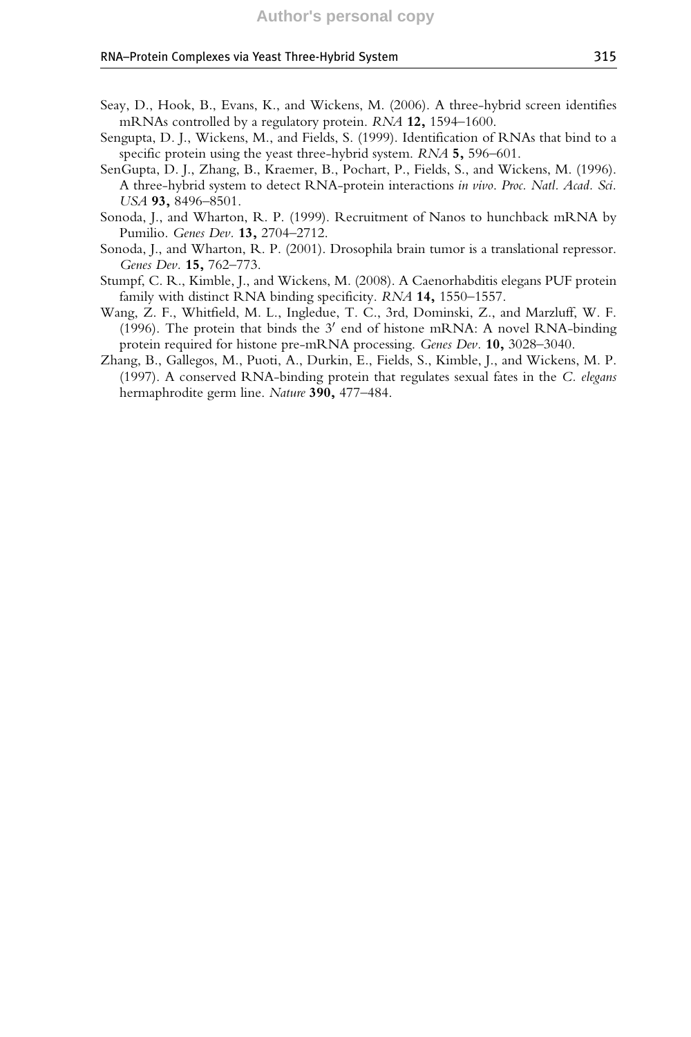Seay, D., Hook, B., Evans, K., and Wickens, M. (2006). A three-hybrid screen identifies mRNAs controlled by a regulatory protein. *RNA* **12,** 1594–1600.

Sengupta, D. J., Wickens, M., and Fields, S. (1999). Identification of RNAs that bind to a specific protein using the yeast three-hybrid system. *RNA* **5,** 596–601.

SenGupta, D. J., Zhang, B., Kraemer, B., Pochart, P., Fields, S., and Wickens, M. (1996). A three-hybrid system to detect RNA-protein interactions *in vivo*. *Proc. Natl. Acad. Sci. USA* **93,** 8496–8501.

Sonoda, J., and Wharton, R. P. (1999). Recruitment of Nanos to hunchback mRNA by Pumilio. *Genes Dev.* **13,** 2704–2712.

Sonoda, J., and Wharton, R. P. (2001). Drosophila brain tumor is a translational repressor. *Genes Dev.* **15,** 762–773.

Stumpf, C. R., Kimble, J., and Wickens, M. (2008). A Caenorhabditis elegans PUF protein family with distinct RNA binding specificity. *RNA* **14,** 1550–1557.

Wang, Z. F., Whitfield, M. L., Ingledue, T. C., 3rd, Dominski, Z., and Marzluff, W. F. (1996). The protein that binds the 3′ end of histone mRNA: A novel RNA-binding protein required for histone pre-mRNA processing. *Genes Dev.* **10,** 3028–3040.

Zhang, B., Gallegos, M., Puoti, A., Durkin, E., Fields, S., Kimble, J., and Wickens, M. P. (1997). A conserved RNA-binding protein that regulates sexual fates in the *C. elegans* hermaphrodite germ line. *Nature* **390,** 477–484.